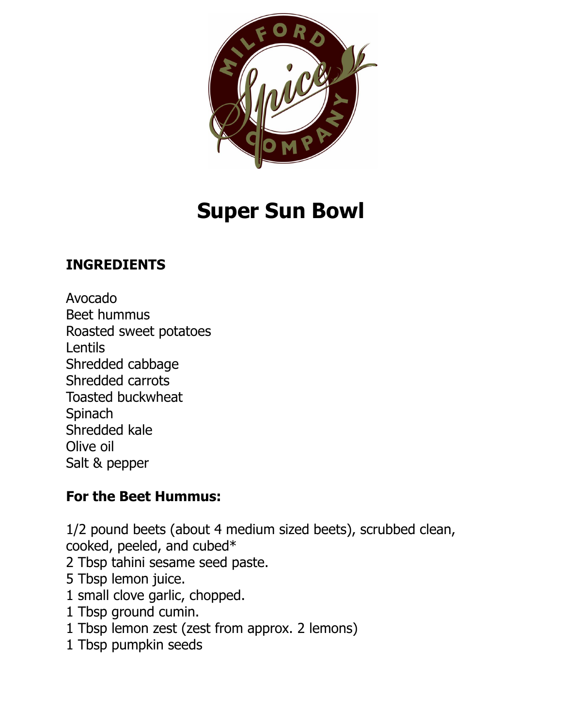# Super Sun Bowl

**INGREDIENTS**

Avocado
Beet hummus
Roasted sweet potatoes
Lentils
Shredded cabbage
Shredded carrots
Toasted buckwheat
Spinach
Shredded kale
Olive oil
Salt & pepper

**For the Beet Hummus:**

1/2 pound beets (about 4 medium sized beets), scrubbed clean, cooked, peeled, and cubed*
2 Tbsp tahini sesame seed paste.
5 Tbsp lemon juice.
1 small clove garlic, chopped.
1 Tbsp ground cumin.
1 Tbsp lemon zest (zest from approx. 2 lemons)
1 Tbsp pumpkin seeds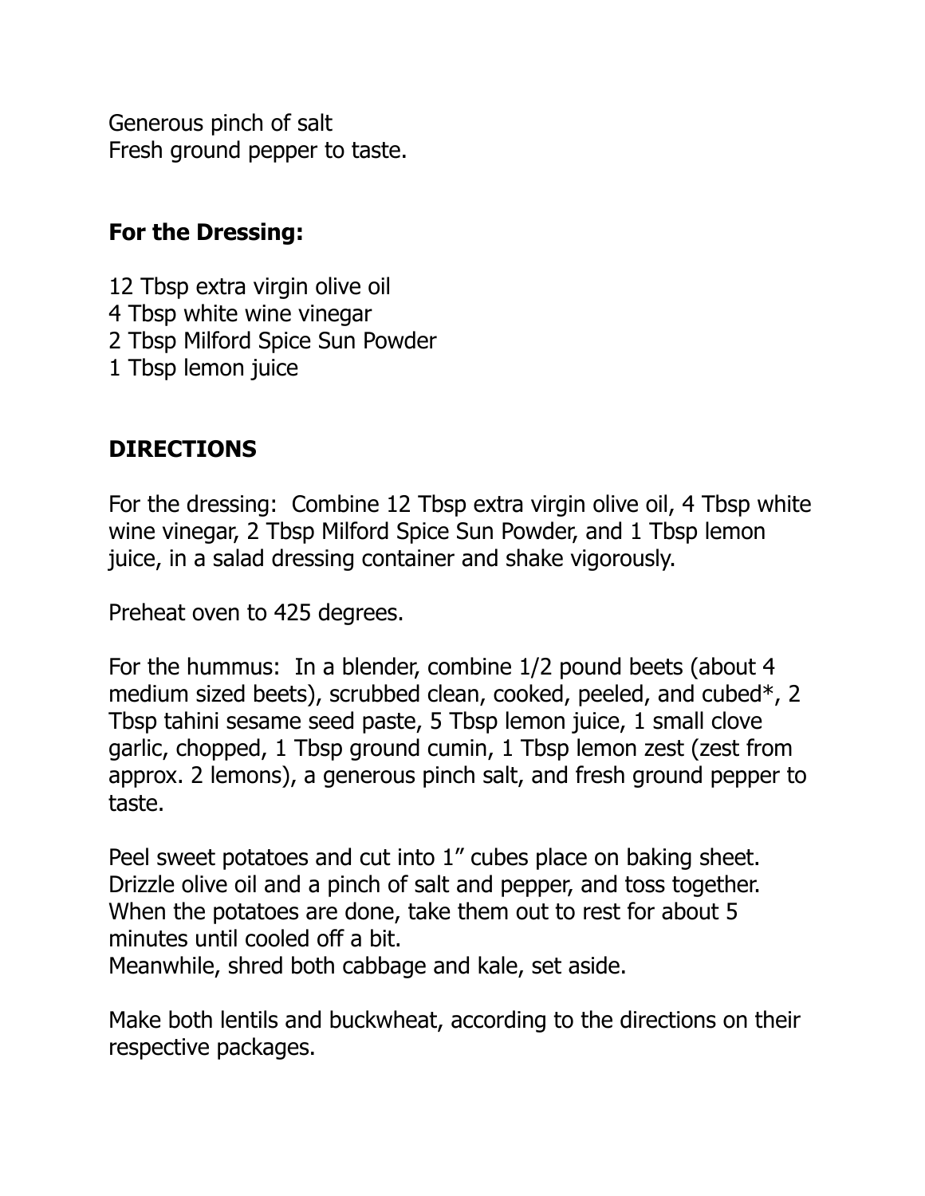Generous pinch of salt
Fresh ground pepper to taste.

**For the Dressing:**

12 Tbsp extra virgin olive oil
4 Tbsp white wine vinegar
2 Tbsp Milford Spice Sun Powder
1 Tbsp lemon juice

**DIRECTIONS**

For the dressing: Combine 12 Tbsp extra virgin olive oil, 4 Tbsp white wine vinegar, 2 Tbsp Milford Spice Sun Powder, and 1 Tbsp lemon juice, in a salad dressing container and shake vigorously.

Preheat oven to 425 degrees.

For the hummus: In a blender, combine 1/2 pound beets (about 4 medium sized beets), scrubbed clean, cooked, peeled, and cubed*, 2 Tbsp tahini sesame seed paste, 5 Tbsp lemon juice, 1 small clove garlic, chopped, 1 Tbsp ground cumin, 1 Tbsp lemon zest (zest from approx. 2 lemons), a generous pinch salt, and fresh ground pepper to taste.

Peel sweet potatoes and cut into 1" cubes place on baking sheet. Drizzle olive oil and a pinch of salt and pepper, and toss together. When the potatoes are done, take them out to rest for about 5 minutes until cooled off a bit.
Meanwhile, shred both cabbage and kale, set aside.

Make both lentils and buckwheat, according to the directions on their respective packages.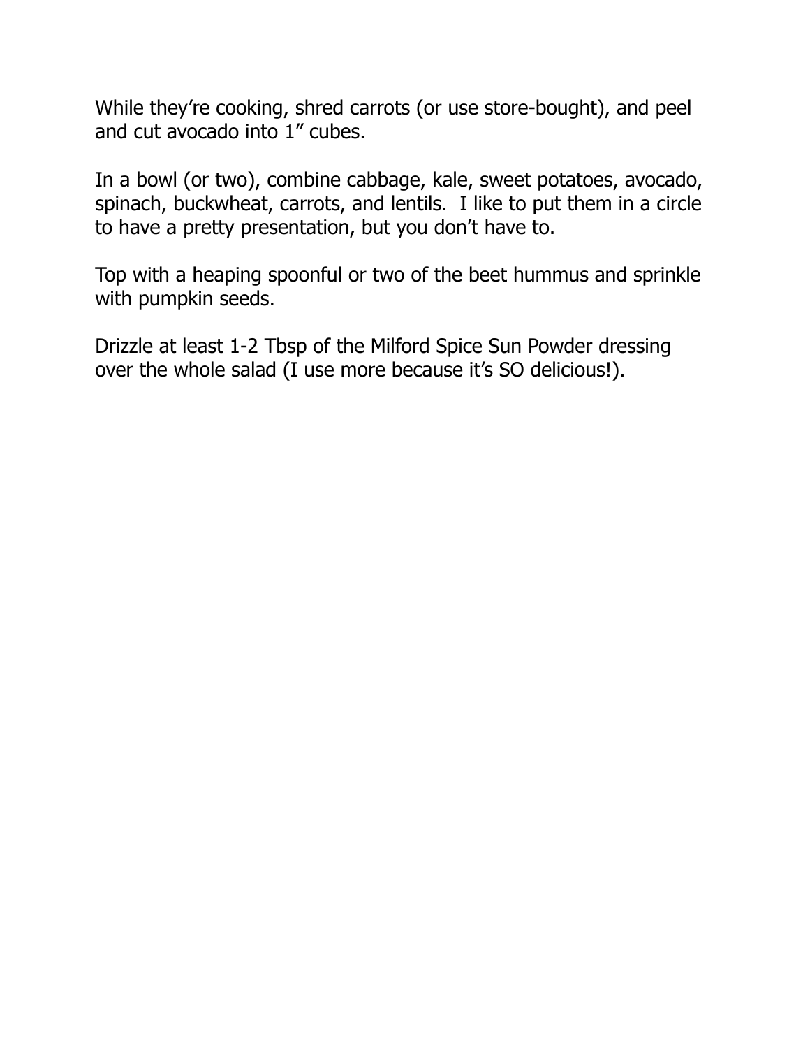While they're cooking, shred carrots (or use store-bought), and peel and cut avocado into 1" cubes.

In a bowl (or two), combine cabbage, kale, sweet potatoes, avocado, spinach, buckwheat, carrots, and lentils.  I like to put them in a circle to have a pretty presentation, but you don't have to.

Top with a heaping spoonful or two of the beet hummus and sprinkle with pumpkin seeds.

Drizzle at least 1-2 Tbsp of the Milford Spice Sun Powder dressing over the whole salad (I use more because it's SO delicious!).